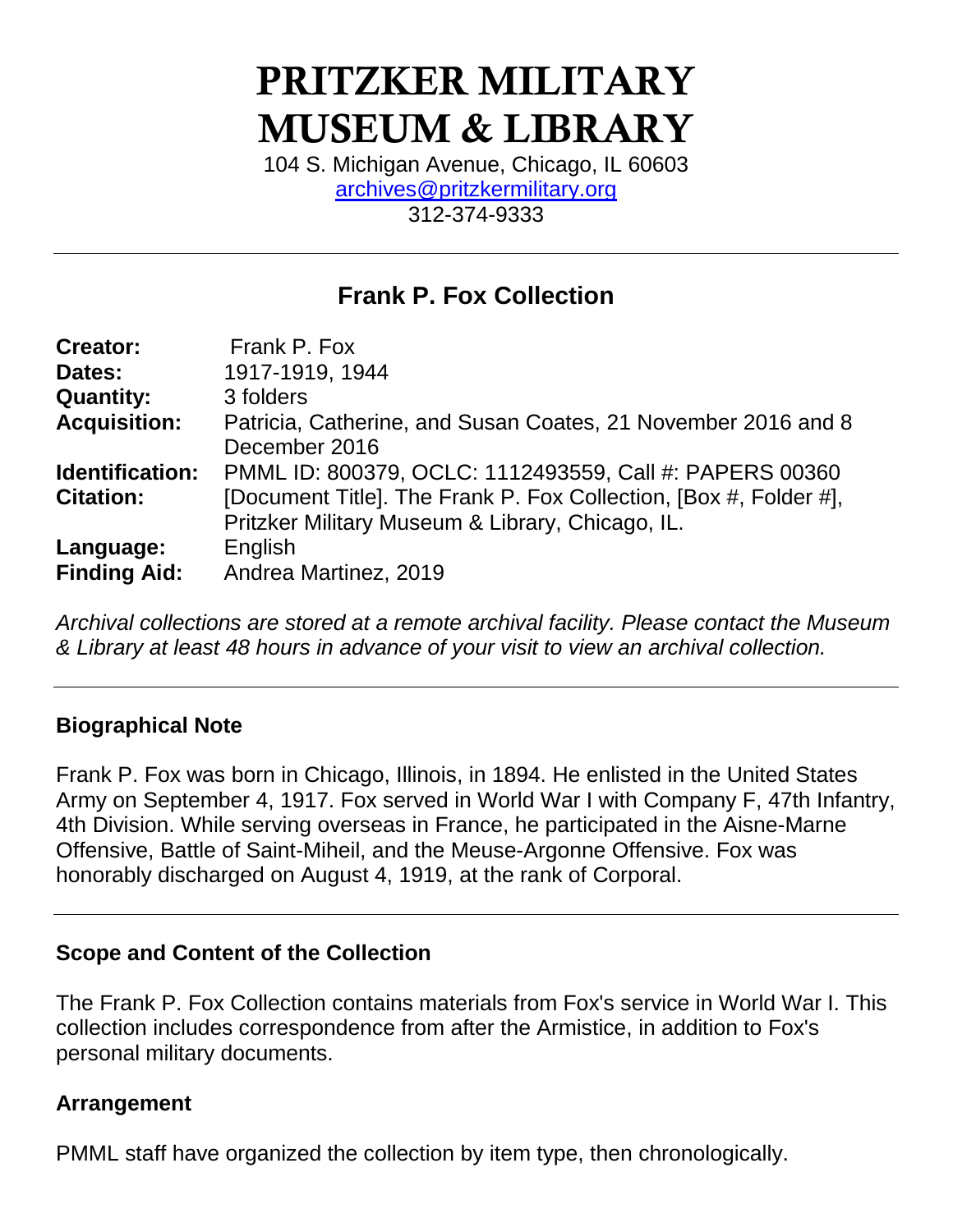# PRITZKER MILITARY MUSEUM & LIBRARY

104 S. Michigan Avenue, Chicago, IL 60603
archives@pritzkermilitary.org
312-374-9333

---

## Frank P. Fox Collection

| | |
|---|---|
| **Creator:** | Frank P. Fox |
| **Dates:** | 1917-1919, 1944 |
| **Quantity:** | 3 folders |
| **Acquisition:** | Patricia, Catherine, and Susan Coates, 21 November 2016 and 8 December 2016 |
| **Identification:** | PMML ID: 800379, OCLC: 1112493559, Call #: PAPERS 00360 |
| **Citation:** | [Document Title]. The Frank P. Fox Collection, [Box #, Folder #], Pritzker Military Museum & Library, Chicago, IL. |
| **Language:** | English |
| **Finding Aid:** | Andrea Martinez, 2019 |

*Archival collections are stored at a remote archival facility. Please contact the Museum & Library at least 48 hours in advance of your visit to view an archival collection.*

---

### Biographical Note

Frank P. Fox was born in Chicago, Illinois, in 1894. He enlisted in the United States Army on September 4, 1917. Fox served in World War I with Company F, 47th Infantry, 4th Division. While serving overseas in France, he participated in the Aisne-Marne Offensive, Battle of Saint-Miheil, and the Meuse-Argonne Offensive. Fox was honorably discharged on August 4, 1919, at the rank of Corporal.

---

### Scope and Content of the Collection

The Frank P. Fox Collection contains materials from Fox's service in World War I. This collection includes correspondence from after the Armistice, in addition to Fox's personal military documents.

### Arrangement

PMML staff have organized the collection by item type, then chronologically.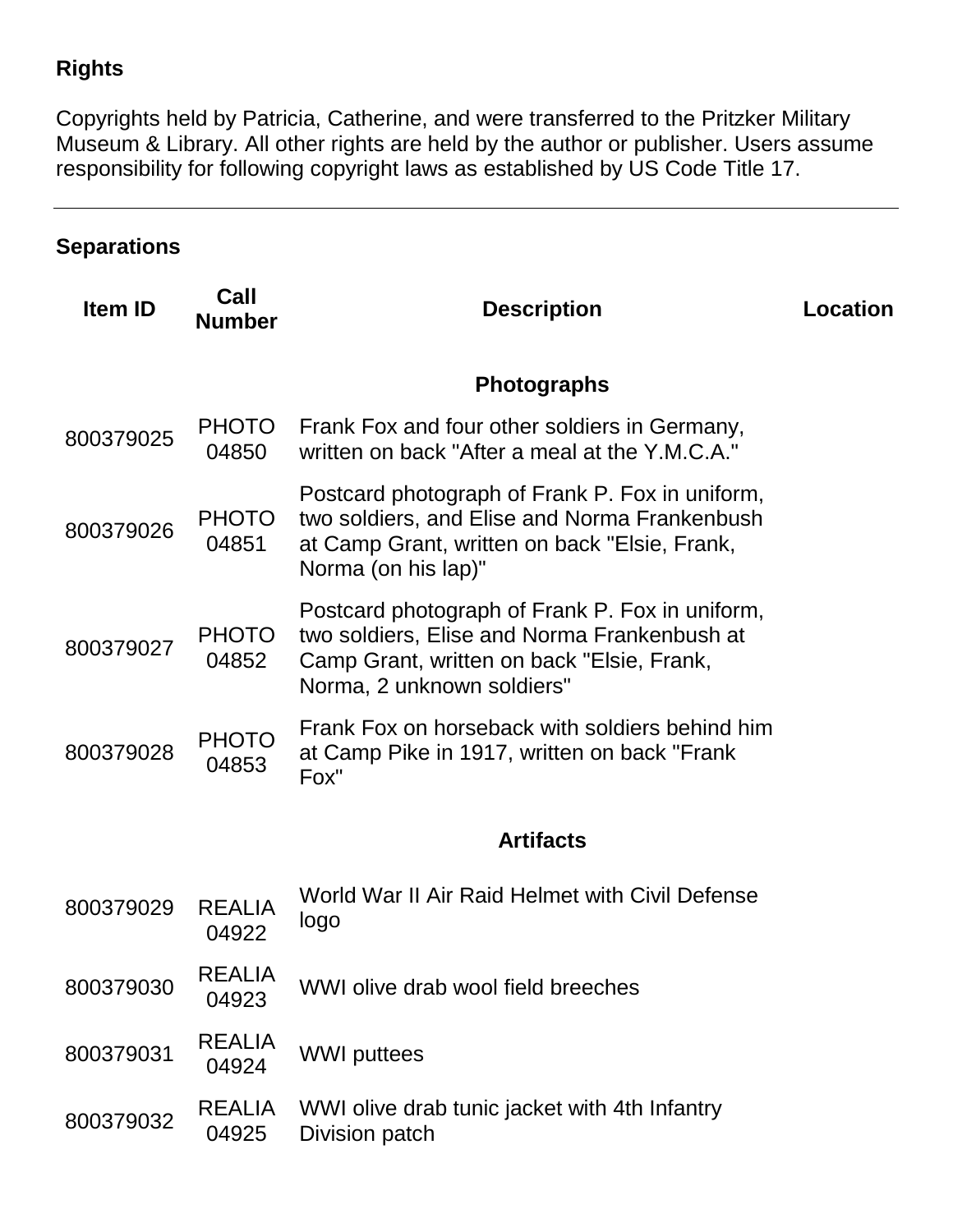## Rights

Copyrights held by Patricia, Catherine, and were transferred to the Pritzker Military Museum & Library. All other rights are held by the author or publisher. Users assume responsibility for following copyright laws as established by US Code Title 17.

---

## Separations

| Item ID | Call Number | Description | Location |
|---|---|---|---|
| | | **Photographs** | |
| 800379025 | PHOTO 04850 | Frank Fox and four other soldiers in Germany, written on back "After a meal at the Y.M.C.A." | |
| 800379026 | PHOTO 04851 | Postcard photograph of Frank P. Fox in uniform, two soldiers, and Elise and Norma Frankenbush at Camp Grant, written on back "Elsie, Frank, Norma (on his lap)" | |
| 800379027 | PHOTO 04852 | Postcard photograph of Frank P. Fox in uniform, two soldiers, Elise and Norma Frankenbush at Camp Grant, written on back "Elsie, Frank, Norma, 2 unknown soldiers" | |
| 800379028 | PHOTO 04853 | Frank Fox on horseback with soldiers behind him at Camp Pike in 1917, written on back "Frank Fox" | |
| | | **Artifacts** | |
| 800379029 | REALIA 04922 | World War II Air Raid Helmet with Civil Defense logo | |
| 800379030 | REALIA 04923 | WWI olive drab wool field breeches | |
| 800379031 | REALIA 04924 | WWI puttees | |
| 800379032 | REALIA 04925 | WWI olive drab tunic jacket with 4th Infantry Division patch | |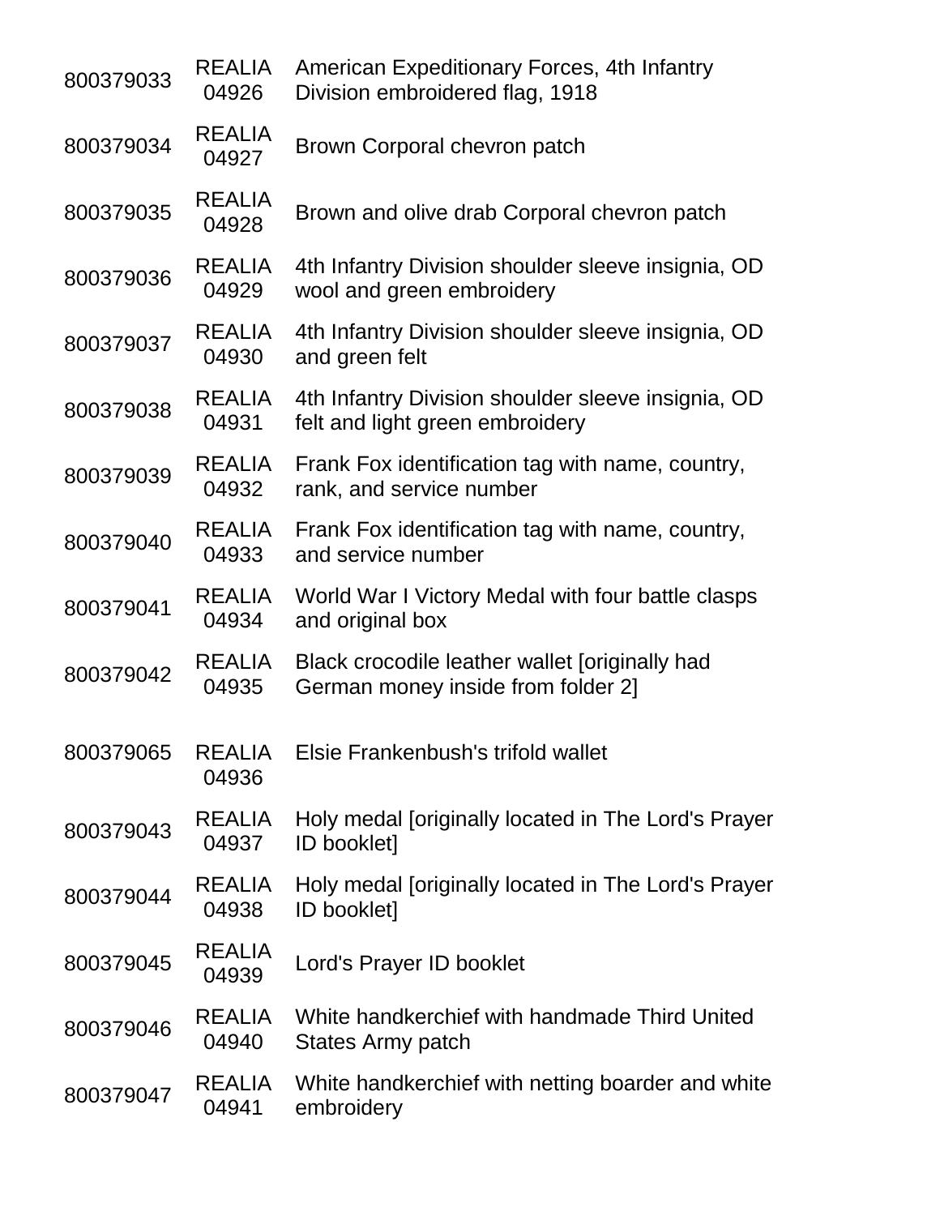| | | |
|---|---|---|
| 800379033 | REALIA 04926 | American Expeditionary Forces, 4th Infantry Division embroidered flag, 1918 |
| 800379034 | REALIA 04927 | Brown Corporal chevron patch |
| 800379035 | REALIA 04928 | Brown and olive drab Corporal chevron patch |
| 800379036 | REALIA 04929 | 4th Infantry Division shoulder sleeve insignia, OD wool and green embroidery |
| 800379037 | REALIA 04930 | 4th Infantry Division shoulder sleeve insignia, OD and green felt |
| 800379038 | REALIA 04931 | 4th Infantry Division shoulder sleeve insignia, OD felt and light green embroidery |
| 800379039 | REALIA 04932 | Frank Fox identification tag with name, country, rank, and service number |
| 800379040 | REALIA 04933 | Frank Fox identification tag with name, country, and service number |
| 800379041 | REALIA 04934 | World War I Victory Medal with four battle clasps and original box |
| 800379042 | REALIA 04935 | Black crocodile leather wallet [originally had German money inside from folder 2] |
| 800379065 | REALIA 04936 | Elsie Frankenbush's trifold wallet |
| 800379043 | REALIA 04937 | Holy medal [originally located in The Lord's Prayer ID booklet] |
| 800379044 | REALIA 04938 | Holy medal [originally located in The Lord's Prayer ID booklet] |
| 800379045 | REALIA 04939 | Lord's Prayer ID booklet |
| 800379046 | REALIA 04940 | White handkerchief with handmade Third United States Army patch |
| 800379047 | REALIA 04941 | White handkerchief with netting boarder and white embroidery |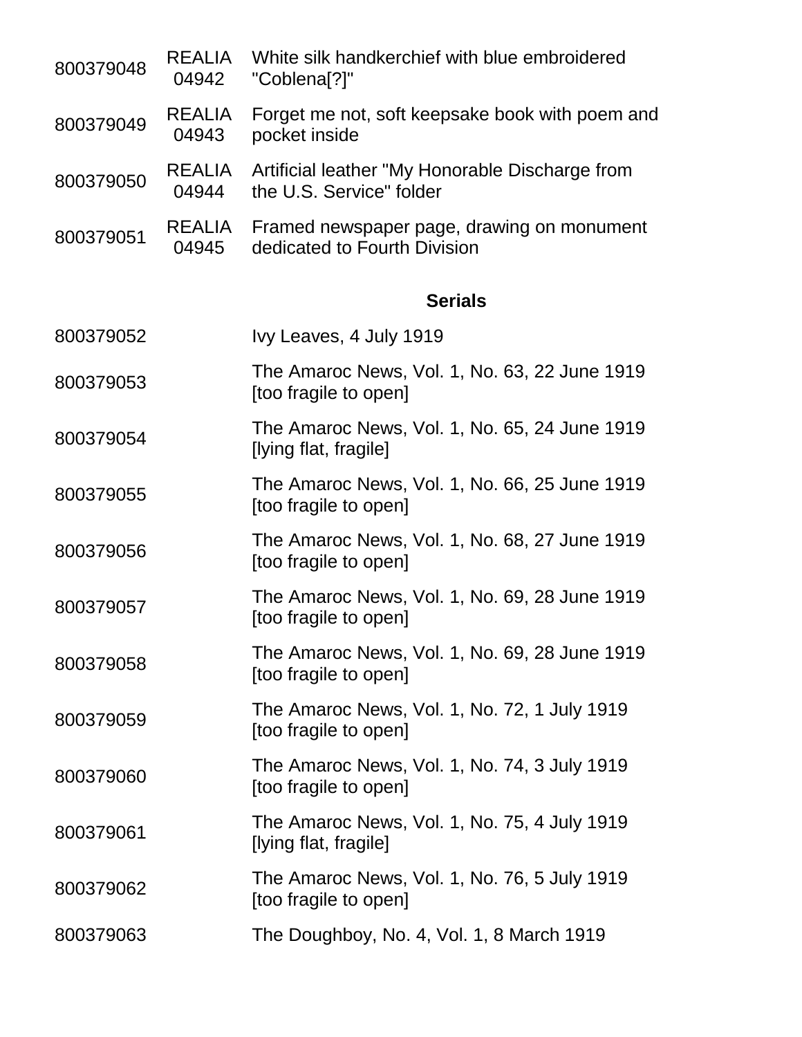| | | |
|---|---|---|
| 800379048 | REALIA 04942 | White silk handkerchief with blue embroidered "Coblena[?]" |
| 800379049 | REALIA 04943 | Forget me not, soft keepsake book with poem and pocket inside |
| 800379050 | REALIA 04944 | Artificial leather "My Honorable Discharge from the U.S. Service" folder |
| 800379051 | REALIA 04945 | Framed newspaper page, drawing on monument dedicated to Fourth Division |

**Serials**

| | | |
|---|---|---|
| 800379052 | | Ivy Leaves, 4 July 1919 |
| 800379053 | | The Amaroc News, Vol. 1, No. 63, 22 June 1919 [too fragile to open] |
| 800379054 | | The Amaroc News, Vol. 1, No. 65, 24 June 1919 [lying flat, fragile] |
| 800379055 | | The Amaroc News, Vol. 1, No. 66, 25 June 1919 [too fragile to open] |
| 800379056 | | The Amaroc News, Vol. 1, No. 68, 27 June 1919 [too fragile to open] |
| 800379057 | | The Amaroc News, Vol. 1, No. 69, 28 June 1919 [too fragile to open] |
| 800379058 | | The Amaroc News, Vol. 1, No. 69, 28 June 1919 [too fragile to open] |
| 800379059 | | The Amaroc News, Vol. 1, No. 72, 1 July 1919 [too fragile to open] |
| 800379060 | | The Amaroc News, Vol. 1, No. 74, 3 July 1919 [too fragile to open] |
| 800379061 | | The Amaroc News, Vol. 1, No. 75, 4 July 1919 [lying flat, fragile] |
| 800379062 | | The Amaroc News, Vol. 1, No. 76, 5 July 1919 [too fragile to open] |
| 800379063 | | The Doughboy, No. 4, Vol. 1, 8 March 1919 |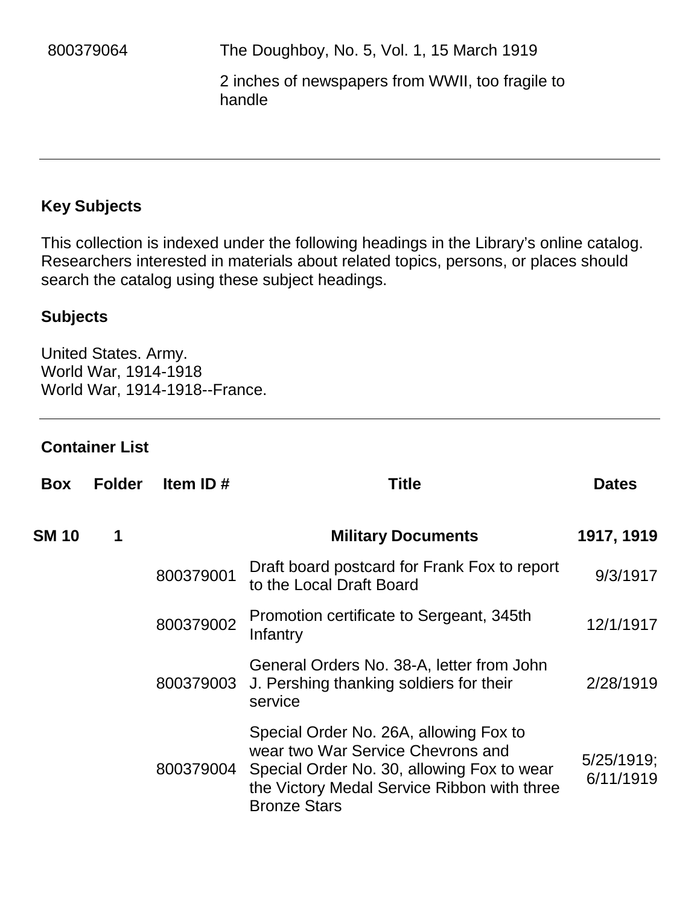| | |
|---|---|
| 800379064 | The Doughboy, No. 5, Vol. 1, 15 March 1919 |
| | 2 inches of newspapers from WWII, too fragile to handle |

---

### Key Subjects

This collection is indexed under the following headings in the Library's online catalog. Researchers interested in materials about related topics, persons, or places should search the catalog using these subject headings.

### Subjects

United States. Army.
World War, 1914-1918
World War, 1914-1918--France.

---

### Container List

| Box | Folder | Item ID # | Title | Dates |
|---|---|---|---|---|
| **SM 10** | **1** | | **Military Documents** | **1917, 1919** |
| | | 800379001 | Draft board postcard for Frank Fox to report to the Local Draft Board | 9/3/1917 |
| | | 800379002 | Promotion certificate to Sergeant, 345th Infantry | 12/1/1917 |
| | | 800379003 | General Orders No. 38-A, letter from John J. Pershing thanking soldiers for their service | 2/28/1919 |
| | | 800379004 | Special Order No. 26A, allowing Fox to wear two War Service Chevrons and Special Order No. 30, allowing Fox to wear the Victory Medal Service Ribbon with three Bronze Stars | 5/25/1919; 6/11/1919 |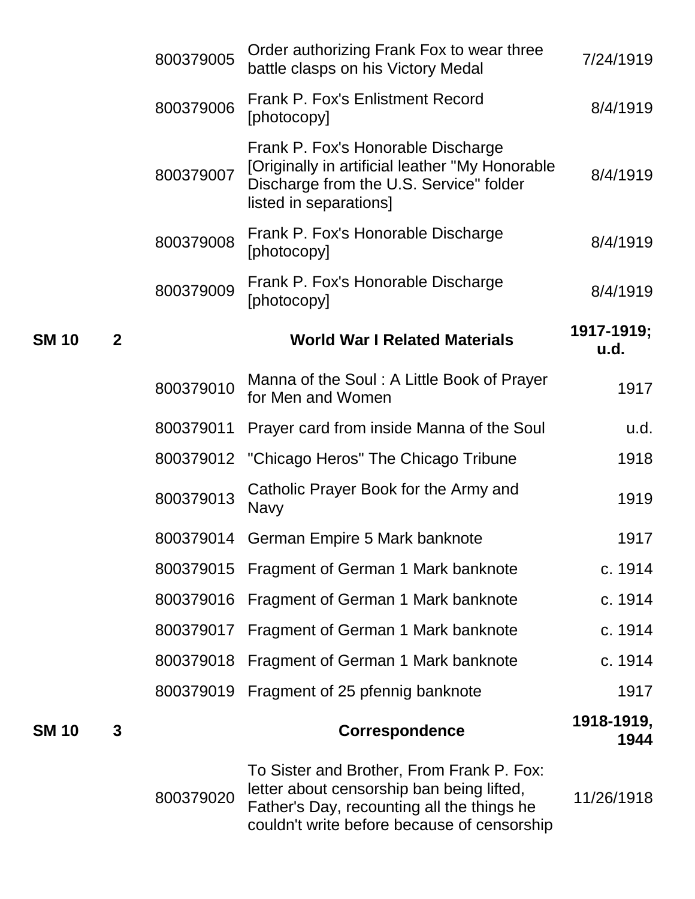| | | | | |
|---|---|---|---|---|
| | | 800379005 | Order authorizing Frank Fox to wear three battle clasps on his Victory Medal | 7/24/1919 |
| | | 800379006 | Frank P. Fox's Enlistment Record [photocopy] | 8/4/1919 |
| | | 800379007 | Frank P. Fox's Honorable Discharge [Originally in artificial leather "My Honorable Discharge from the U.S. Service" folder listed in separations] | 8/4/1919 |
| | | 800379008 | Frank P. Fox's Honorable Discharge [photocopy] | 8/4/1919 |
| | | 800379009 | Frank P. Fox's Honorable Discharge [photocopy] | 8/4/1919 |
| **SM 10** | **2** | | **World War I Related Materials** | **1917-1919; u.d.** |
| | | 800379010 | Manna of the Soul : A Little Book of Prayer for Men and Women | 1917 |
| | | 800379011 | Prayer card from inside Manna of the Soul | u.d. |
| | | 800379012 | "Chicago Heros" The Chicago Tribune | 1918 |
| | | 800379013 | Catholic Prayer Book for the Army and Navy | 1919 |
| | | 800379014 | German Empire 5 Mark banknote | 1917 |
| | | 800379015 | Fragment of German 1 Mark banknote | c. 1914 |
| | | 800379016 | Fragment of German 1 Mark banknote | c. 1914 |
| | | 800379017 | Fragment of German 1 Mark banknote | c. 1914 |
| | | 800379018 | Fragment of German 1 Mark banknote | c. 1914 |
| | | 800379019 | Fragment of 25 pfennig banknote | 1917 |
| **SM 10** | **3** | | **Correspondence** | **1918-1919, 1944** |
| | | 800379020 | To Sister and Brother, From Frank P. Fox: letter about censorship ban being lifted, Father's Day, recounting all the things he couldn't write before because of censorship | 11/26/1918 |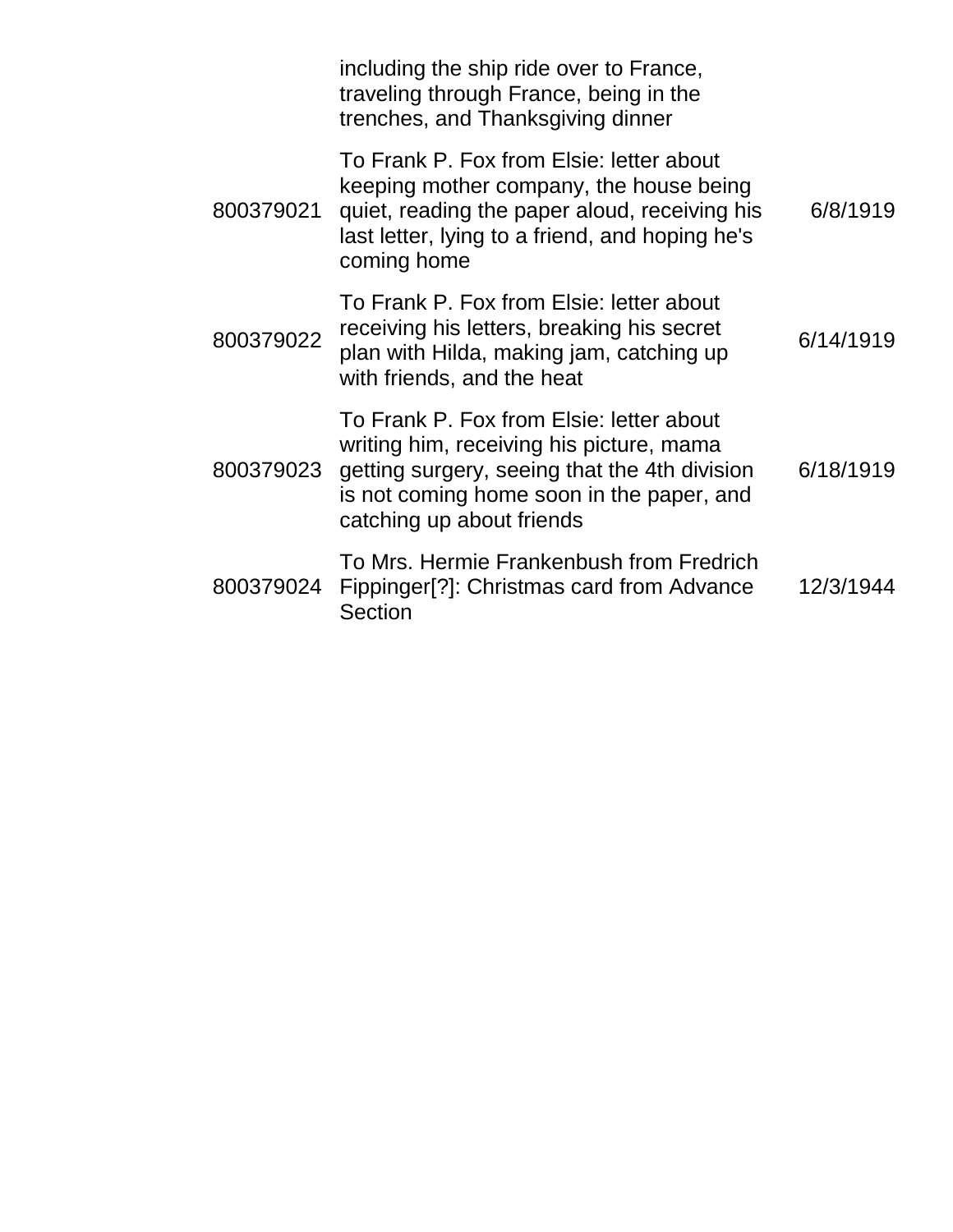| | | |
|---|---|---|
| | including the ship ride over to France, traveling through France, being in the trenches, and Thanksgiving dinner | |
| 800379021 | To Frank P. Fox from Elsie: letter about keeping mother company, the house being quiet, reading the paper aloud, receiving his last letter, lying to a friend, and hoping he's coming home | 6/8/1919 |
| 800379022 | To Frank P. Fox from Elsie: letter about receiving his letters, breaking his secret plan with Hilda, making jam, catching up with friends, and the heat | 6/14/1919 |
| 800379023 | To Frank P. Fox from Elsie: letter about writing him, receiving his picture, mama getting surgery, seeing that the 4th division is not coming home soon in the paper, and catching up about friends | 6/18/1919 |
| 800379024 | To Mrs. Hermie Frankenbush from Fredrich Fippinger[?]: Christmas card from Advance Section | 12/3/1944 |